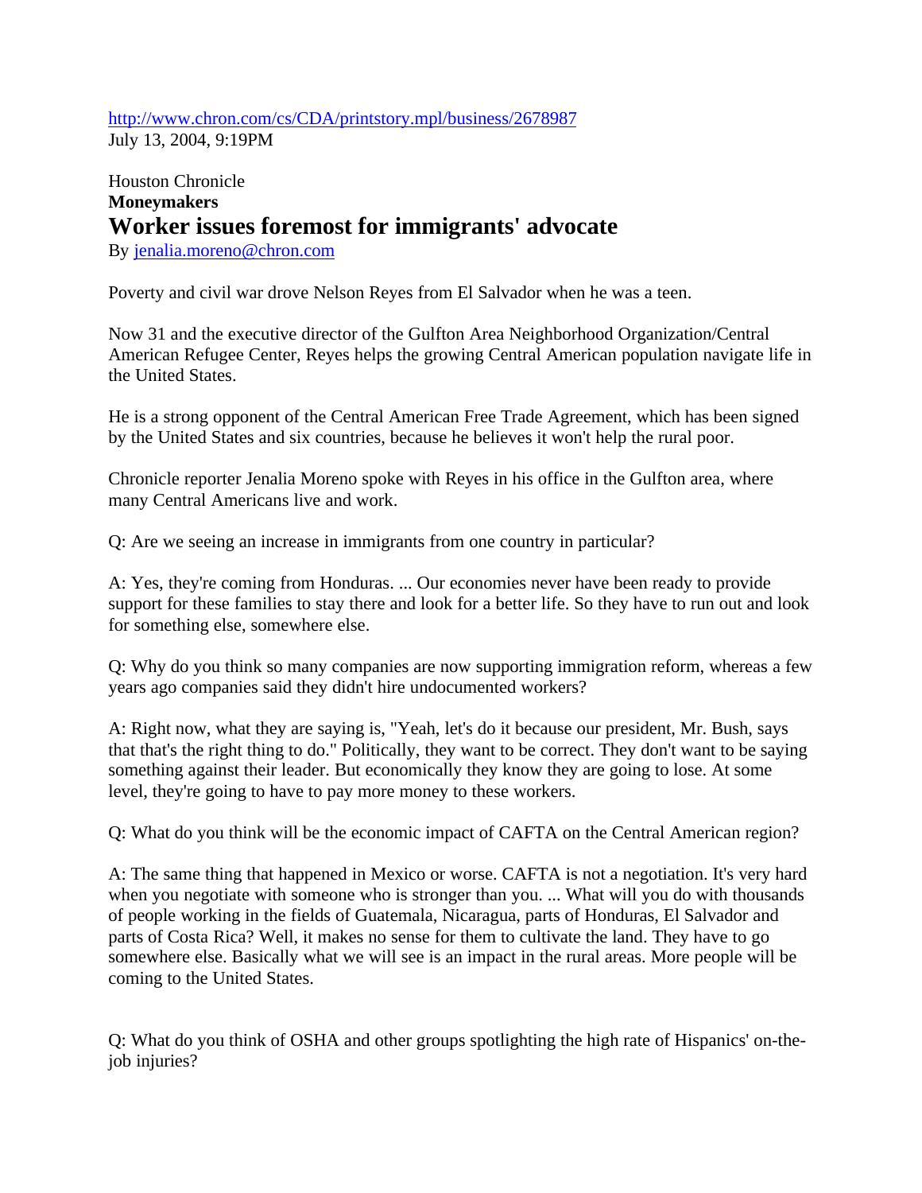http://www.chron.com/cs/CDA/printstory.mpl/business/2678987
July 13, 2004, 9:19PM

Houston Chronicle

**Moneymakers**

# Worker issues foremost for immigrants' advocate

By jenalia.moreno@chron.com

Poverty and civil war drove Nelson Reyes from El Salvador when he was a teen.

Now 31 and the executive director of the Gulfton Area Neighborhood Organization/Central American Refugee Center, Reyes helps the growing Central American population navigate life in the United States.

He is a strong opponent of the Central American Free Trade Agreement, which has been signed by the United States and six countries, because he believes it won't help the rural poor.

Chronicle reporter Jenalia Moreno spoke with Reyes in his office in the Gulfton area, where many Central Americans live and work.

Q: Are we seeing an increase in immigrants from one country in particular?

A: Yes, they're coming from Honduras. ... Our economies never have been ready to provide support for these families to stay there and look for a better life. So they have to run out and look for something else, somewhere else.

Q: Why do you think so many companies are now supporting immigration reform, whereas a few years ago companies said they didn't hire undocumented workers?

A: Right now, what they are saying is, "Yeah, let's do it because our president, Mr. Bush, says that that's the right thing to do." Politically, they want to be correct. They don't want to be saying something against their leader. But economically they know they are going to lose. At some level, they're going to have to pay more money to these workers.

Q: What do you think will be the economic impact of CAFTA on the Central American region?

A: The same thing that happened in Mexico or worse. CAFTA is not a negotiation. It's very hard when you negotiate with someone who is stronger than you. ... What will you do with thousands of people working in the fields of Guatemala, Nicaragua, parts of Honduras, El Salvador and parts of Costa Rica? Well, it makes no sense for them to cultivate the land. They have to go somewhere else. Basically what we will see is an impact in the rural areas. More people will be coming to the United States.

Q: What do you think of OSHA and other groups spotlighting the high rate of Hispanics' on-the-job injuries?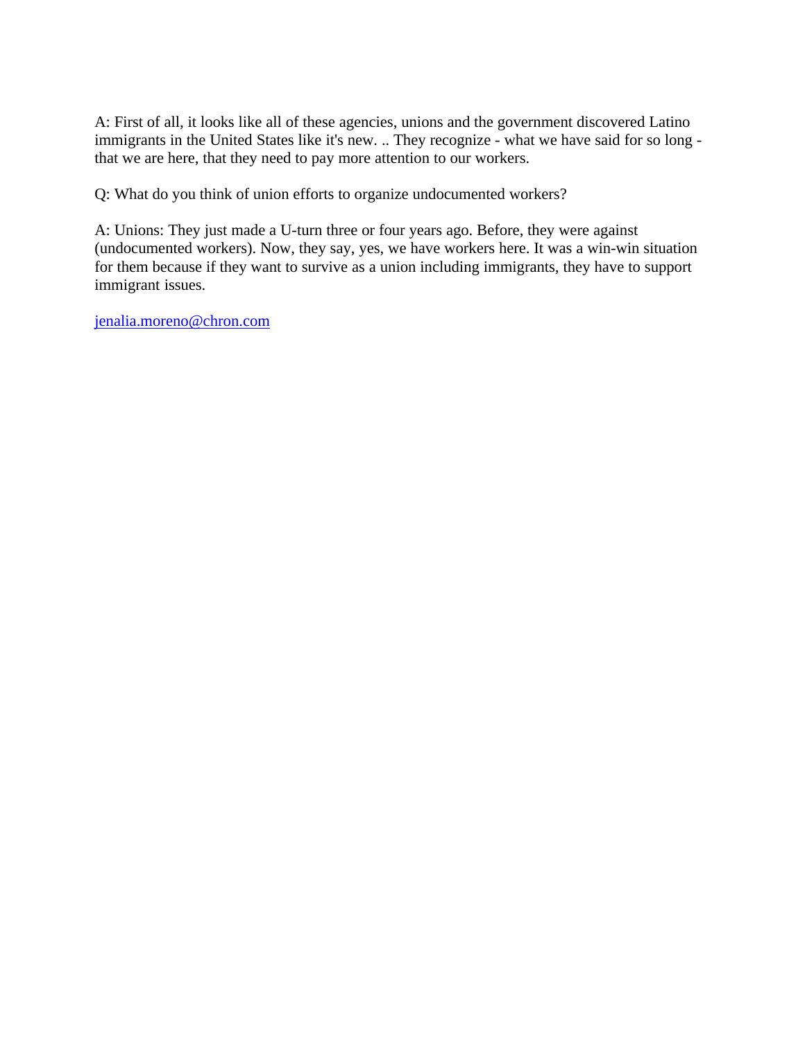A: First of all, it looks like all of these agencies, unions and the government discovered Latino immigrants in the United States like it's new. .. They recognize - what we have said for so long - that we are here, that they need to pay more attention to our workers.

Q: What do you think of union efforts to organize undocumented workers?

A: Unions: They just made a U-turn three or four years ago. Before, they were against (undocumented workers). Now, they say, yes, we have workers here. It was a win-win situation for them because if they want to survive as a union including immigrants, they have to support immigrant issues.

jenalia.moreno@chron.com